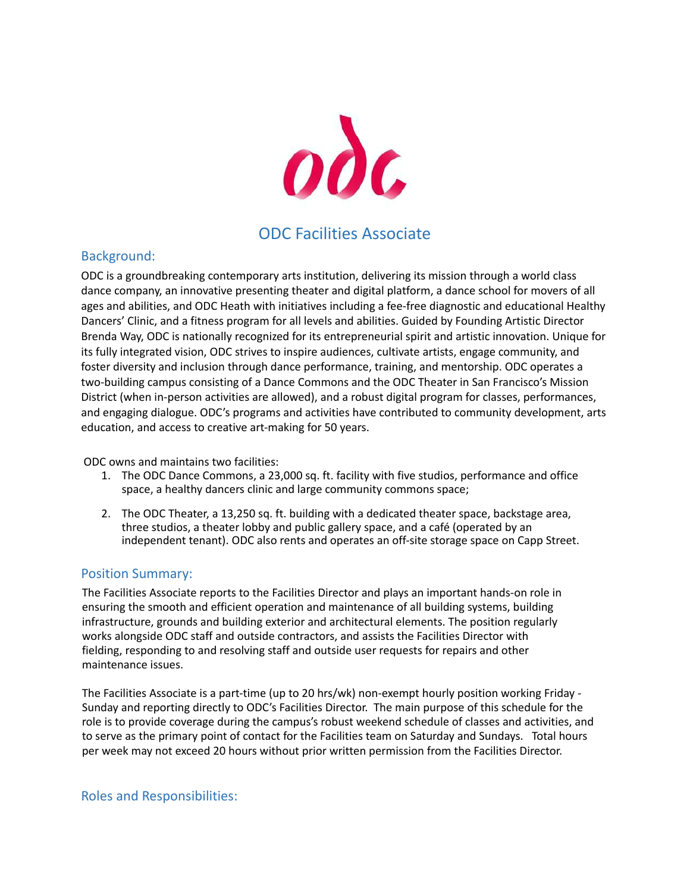# ODC Facilities Associate

## Background:

ODC is a groundbreaking contemporary arts institution, delivering its mission through a world class dance company, an innovative presenting theater and digital platform, a dance school for movers of all ages and abilities, and ODC Heath with initiatives including a fee-free diagnostic and educational Healthy Dancers' Clinic, and a fitness program for all levels and abilities. Guided by Founding Artistic Director Brenda Way, ODC is nationally recognized for its entrepreneurial spirit and artistic innovation. Unique for its fully integrated vision, ODC strives to inspire audiences, cultivate artists, engage community, and foster diversity and inclusion through dance performance, training, and mentorship. ODC operates a two-building campus consisting of a Dance Commons and the ODC Theater in San Francisco's Mission District (when in-person activities are allowed), and a robust digital program for classes, performances, and engaging dialogue. ODC's programs and activities have contributed to community development, arts education, and access to creative art-making for 50 years.

ODC owns and maintains two facilities:

1. The ODC Dance Commons, a 23,000 sq. ft. facility with five studios, performance and office space, a healthy dancers clinic and large community commons space;
2. The ODC Theater, a 13,250 sq. ft. building with a dedicated theater space, backstage area, three studios, a theater lobby and public gallery space, and a café (operated by an independent tenant). ODC also rents and operates an off-site storage space on Capp Street.

## Position Summary:

The Facilities Associate reports to the Facilities Director and plays an important hands-on role in ensuring the smooth and efficient operation and maintenance of all building systems, building infrastructure, grounds and building exterior and architectural elements. The position regularly works alongside ODC staff and outside contractors, and assists the Facilities Director with fielding, responding to and resolving staff and outside user requests for repairs and other maintenance issues.

The Facilities Associate is a part-time (up to 20 hrs/wk) non-exempt hourly position working Friday - Sunday and reporting directly to ODC's Facilities Director. The main purpose of this schedule for the role is to provide coverage during the campus's robust weekend schedule of classes and activities, and to serve as the primary point of contact for the Facilities team on Saturday and Sundays. Total hours per week may not exceed 20 hours without prior written permission from the Facilities Director.

## Roles and Responsibilities: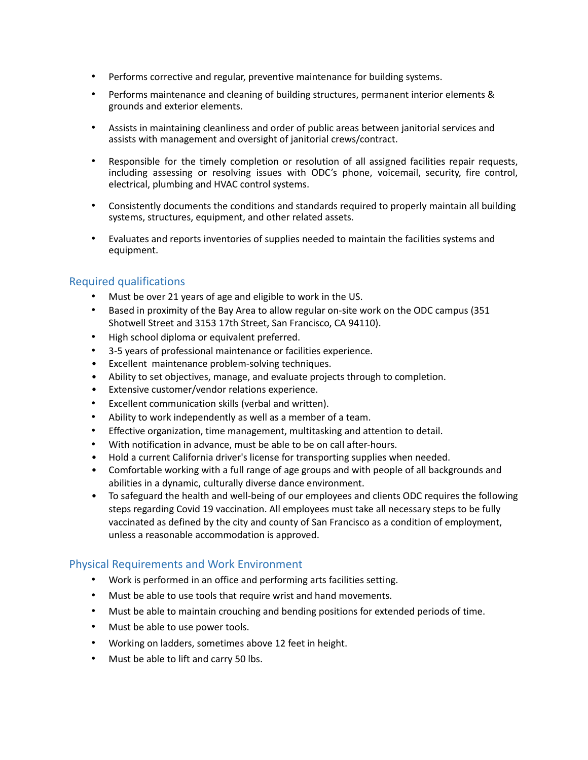- Performs corrective and regular, preventive maintenance for building systems.
- Performs maintenance and cleaning of building structures, permanent interior elements & grounds and exterior elements.
- Assists in maintaining cleanliness and order of public areas between janitorial services and assists with management and oversight of janitorial crews/contract.
- Responsible for the timely completion or resolution of all assigned facilities repair requests, including assessing or resolving issues with ODC's phone, voicemail, security, fire control, electrical, plumbing and HVAC control systems.
- Consistently documents the conditions and standards required to properly maintain all building systems, structures, equipment, and other related assets.
- Evaluates and reports inventories of supplies needed to maintain the facilities systems and equipment.

## Required qualifications

- Must be over 21 years of age and eligible to work in the US.
- Based in proximity of the Bay Area to allow regular on-site work on the ODC campus (351 Shotwell Street and 3153 17th Street, San Francisco, CA 94110).
- High school diploma or equivalent preferred.
- 3-5 years of professional maintenance or facilities experience.
- Excellent maintenance problem-solving techniques.
- Ability to set objectives, manage, and evaluate projects through to completion.
- Extensive customer/vendor relations experience.
- Excellent communication skills (verbal and written).
- Ability to work independently as well as a member of a team.
- Effective organization, time management, multitasking and attention to detail.
- With notification in advance, must be able to be on call after-hours.
- Hold a current California driver's license for transporting supplies when needed.
- Comfortable working with a full range of age groups and with people of all backgrounds and abilities in a dynamic, culturally diverse dance environment.
- To safeguard the health and well-being of our employees and clients ODC requires the following steps regarding Covid 19 vaccination. All employees must take all necessary steps to be fully vaccinated as defined by the city and county of San Francisco as a condition of employment, unless a reasonable accommodation is approved.

## Physical Requirements and Work Environment

- Work is performed in an office and performing arts facilities setting.
- Must be able to use tools that require wrist and hand movements.
- Must be able to maintain crouching and bending positions for extended periods of time.
- Must be able to use power tools.
- Working on ladders, sometimes above 12 feet in height.
- Must be able to lift and carry 50 lbs.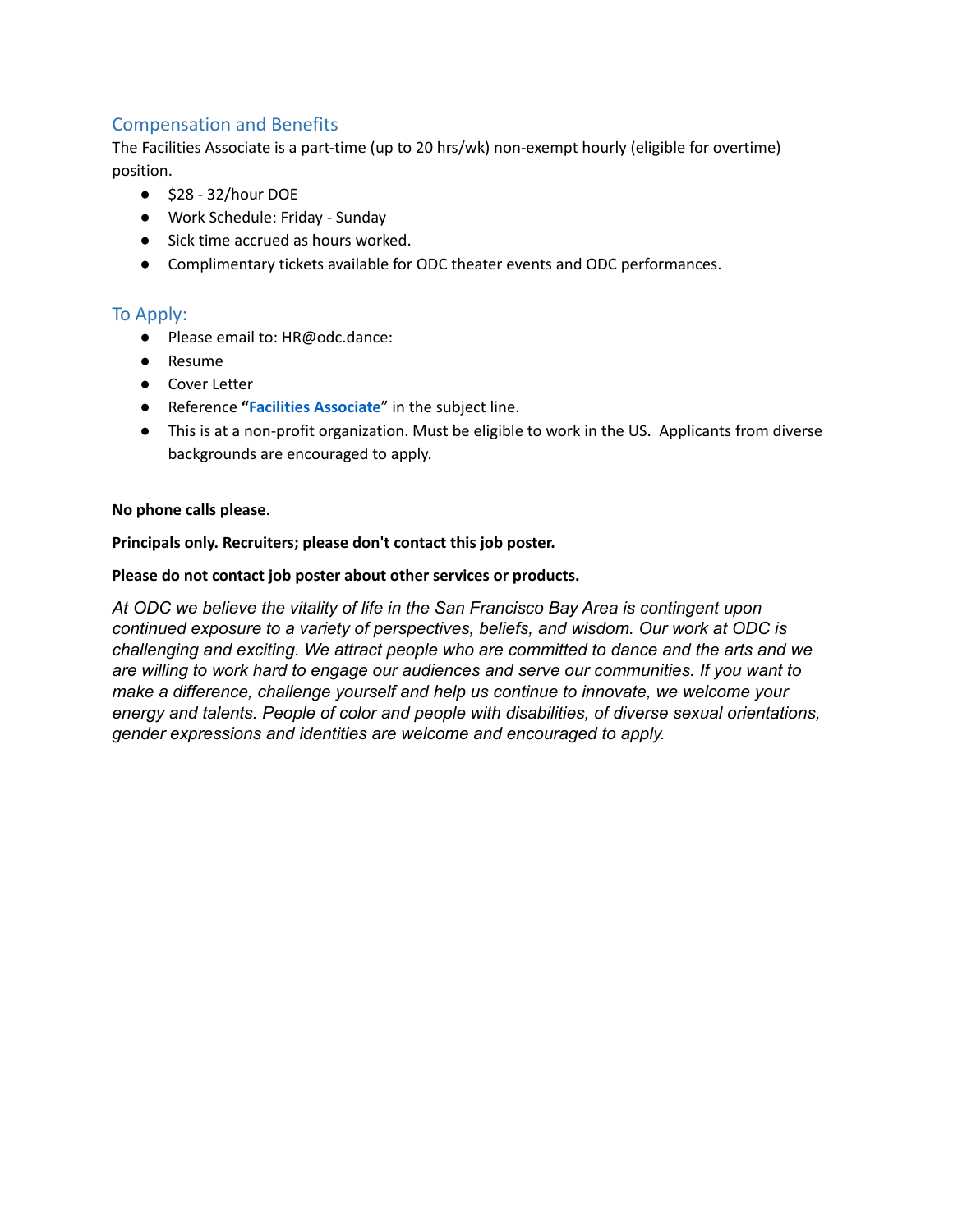## Compensation and Benefits

The Facilities Associate is a part-time (up to 20 hrs/wk) non-exempt hourly (eligible for overtime) position.

- $28 - 32/hour DOE
- Work Schedule: Friday - Sunday
- Sick time accrued as hours worked.
- Complimentary tickets available for ODC theater events and ODC performances.

## To Apply:

- Please email to: HR@odc.dance:
- Resume
- Cover Letter
- Reference "**Facilities Associate**" in the subject line.
- This is at a non-profit organization. Must be eligible to work in the US. Applicants from diverse backgrounds are encouraged to apply.

**No phone calls please.**

**Principals only. Recruiters; please don't contact this job poster.**

**Please do not contact job poster about other services or products.**

*At ODC we believe the vitality of life in the San Francisco Bay Area is contingent upon continued exposure to a variety of perspectives, beliefs, and wisdom. Our work at ODC is challenging and exciting. We attract people who are committed to dance and the arts and we are willing to work hard to engage our audiences and serve our communities. If you want to make a difference, challenge yourself and help us continue to innovate, we welcome your energy and talents. People of color and people with disabilities, of diverse sexual orientations, gender expressions and identities are welcome and encouraged to apply.*